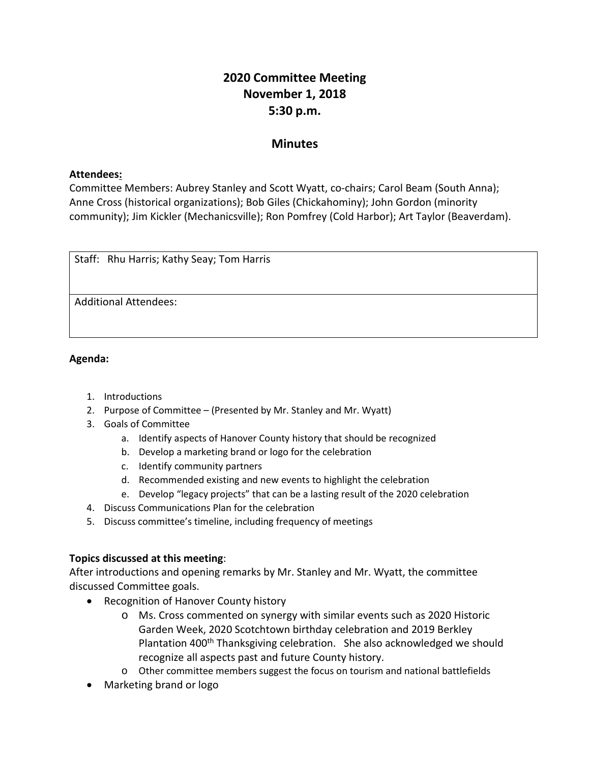# 2020 Committee Meeting
# November 1, 2018
# 5:30 p.m.

## Minutes

**Attendees:**
Committee Members: Aubrey Stanley and Scott Wyatt, co-chairs; Carol Beam (South Anna); Anne Cross (historical organizations); Bob Giles (Chickahominy); John Gordon (minority community); Jim Kickler (Mechanicsville); Ron Pomfrey (Cold Harbor); Art Taylor (Beaverdam).

| Staff: Rhu Harris; Kathy Seay; Tom Harris |
|---|
| Additional Attendees: |

**Agenda:**

1. Introductions
2. Purpose of Committee – (Presented by Mr. Stanley and Mr. Wyatt)
3. Goals of Committee
   a. Identify aspects of Hanover County history that should be recognized
   b. Develop a marketing brand or logo for the celebration
   c. Identify community partners
   d. Recommended existing and new events to highlight the celebration
   e. Develop "legacy projects" that can be a lasting result of the 2020 celebration
4. Discuss Communications Plan for the celebration
5. Discuss committee's timeline, including frequency of meetings

**Topics discussed at this meeting**:
After introductions and opening remarks by Mr. Stanley and Mr. Wyatt, the committee discussed Committee goals.

- Recognition of Hanover County history
  - Ms. Cross commented on synergy with similar events such as 2020 Historic Garden Week, 2020 Scotchtown birthday celebration and 2019 Berkley Plantation 400th Thanksgiving celebration. She also acknowledged we should recognize all aspects past and future County history.
  - Other committee members suggest the focus on tourism and national battlefields
- Marketing brand or logo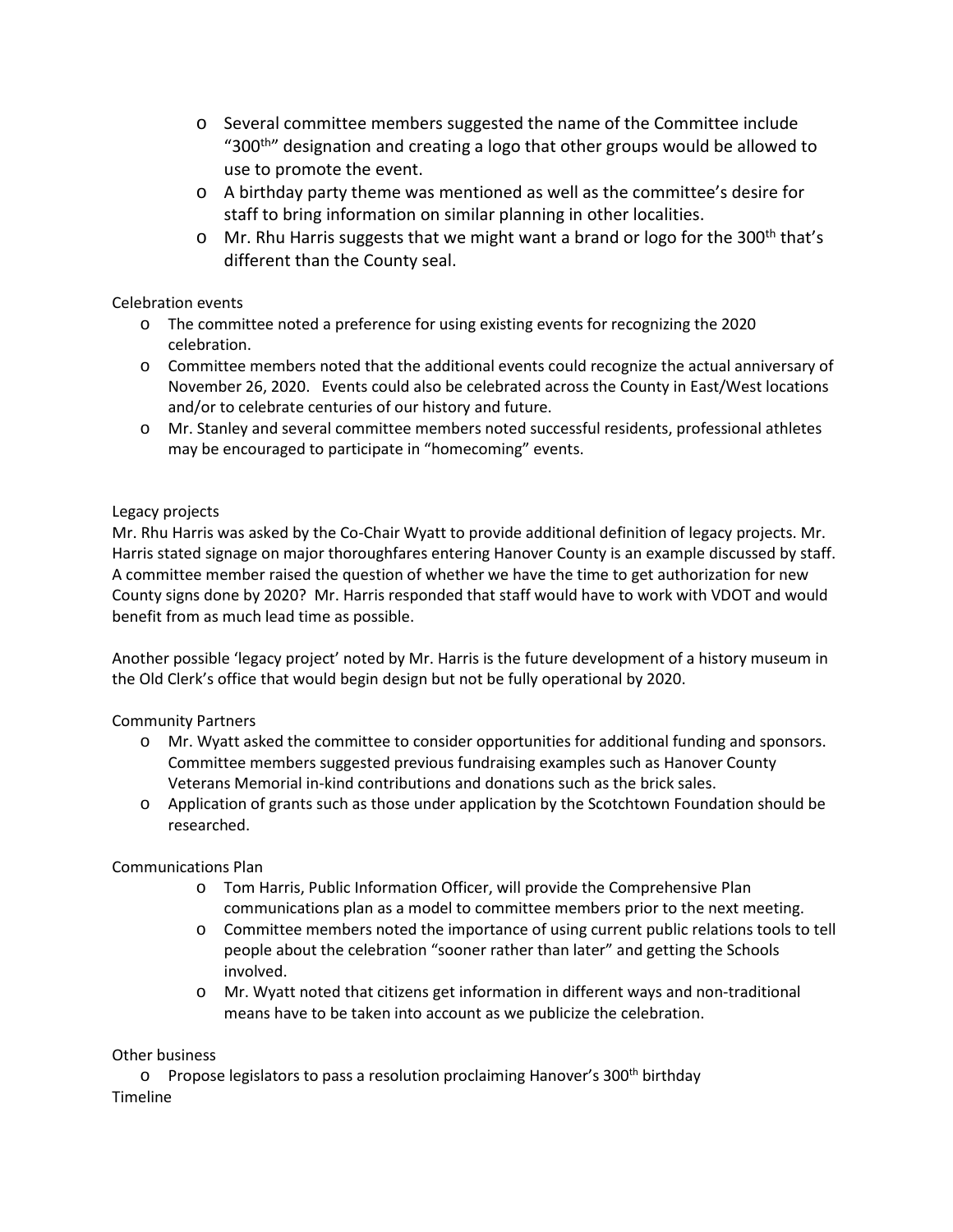- Several committee members suggested the name of the Committee include "300th" designation and creating a logo that other groups would be allowed to use to promote the event.
- A birthday party theme was mentioned as well as the committee's desire for staff to bring information on similar planning in other localities.
- Mr. Rhu Harris suggests that we might want a brand or logo for the 300th that's different than the County seal.

Celebration events

- The committee noted a preference for using existing events for recognizing the 2020 celebration.
- Committee members noted that the additional events could recognize the actual anniversary of November 26, 2020. Events could also be celebrated across the County in East/West locations and/or to celebrate centuries of our history and future.
- Mr. Stanley and several committee members noted successful residents, professional athletes may be encouraged to participate in "homecoming" events.

Legacy projects

Mr. Rhu Harris was asked by the Co-Chair Wyatt to provide additional definition of legacy projects. Mr. Harris stated signage on major thoroughfares entering Hanover County is an example discussed by staff. A committee member raised the question of whether we have the time to get authorization for new County signs done by 2020? Mr. Harris responded that staff would have to work with VDOT and would benefit from as much lead time as possible.

Another possible 'legacy project' noted by Mr. Harris is the future development of a history museum in the Old Clerk's office that would begin design but not be fully operational by 2020.

Community Partners

- Mr. Wyatt asked the committee to consider opportunities for additional funding and sponsors. Committee members suggested previous fundraising examples such as Hanover County Veterans Memorial in-kind contributions and donations such as the brick sales.
- Application of grants such as those under application by the Scotchtown Foundation should be researched.

Communications Plan

- Tom Harris, Public Information Officer, will provide the Comprehensive Plan communications plan as a model to committee members prior to the next meeting.
- Committee members noted the importance of using current public relations tools to tell people about the celebration "sooner rather than later" and getting the Schools involved.
- Mr. Wyatt noted that citizens get information in different ways and non-traditional means have to be taken into account as we publicize the celebration.

Other business

- Propose legislators to pass a resolution proclaiming Hanover's 300th birthday

Timeline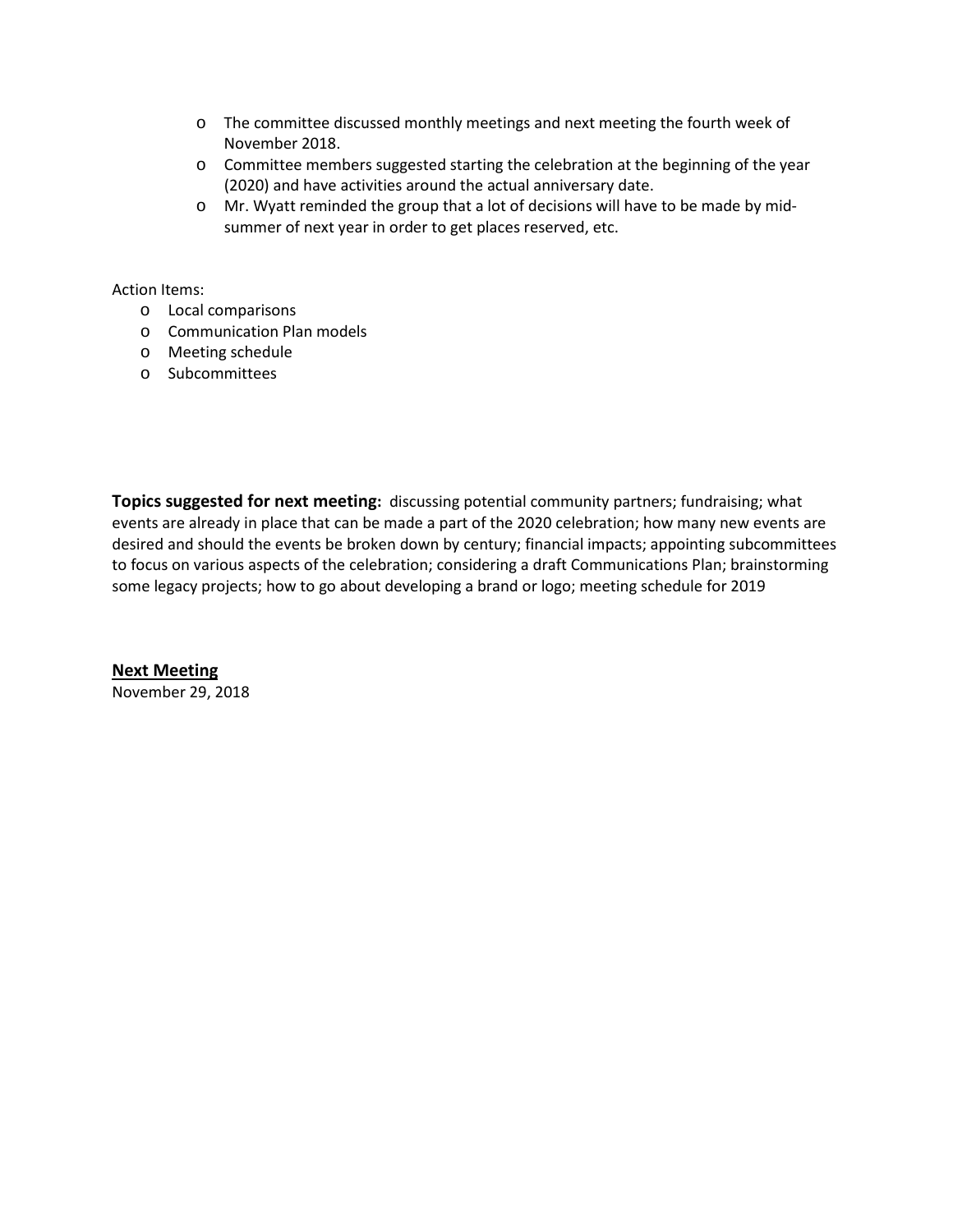- The committee discussed monthly meetings and next meeting the fourth week of November 2018.
- Committee members suggested starting the celebration at the beginning of the year (2020) and have activities around the actual anniversary date.
- Mr. Wyatt reminded the group that a lot of decisions will have to be made by mid-summer of next year in order to get places reserved, etc.

Action Items:

- Local comparisons
- Communication Plan models
- Meeting schedule
- Subcommittees

**Topics suggested for next meeting:** discussing potential community partners; fundraising; what events are already in place that can be made a part of the 2020 celebration; how many new events are desired and should the events be broken down by century; financial impacts; appointing subcommittees to focus on various aspects of the celebration; considering a draft Communications Plan; brainstorming some legacy projects; how to go about developing a brand or logo; meeting schedule for 2019

**Next Meeting**

November 29, 2018